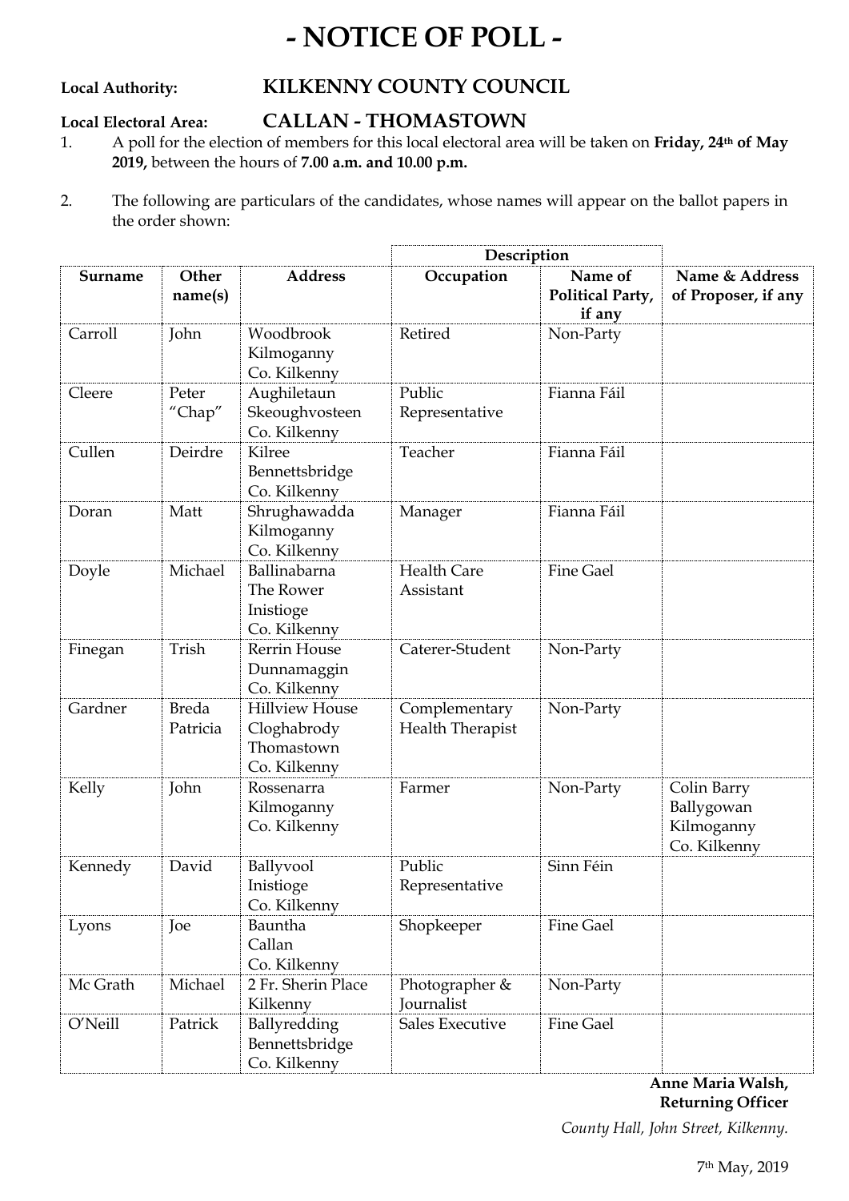# - NOTICE OF POLL -

**Local Authority:** **KILKENNY COUNTY COUNCIL**

**Local Electoral Area:** **CALLAN - THOMASTOWN**

1. A poll for the election of members for this local electoral area will be taken on **Friday, 24th of May 2019,** between the hours of **7.00 a.m. and 10.00 p.m.**

2. The following are particulars of the candidates, whose names will appear on the ballot papers in the order shown:

| | | | Description | | |
|---|---|---|---|---|---|
| **Surname** | **Other name(s)** | **Address** | **Occupation** | **Name of Political Party, if any** | **Name & Address of Proposer, if any** |
| Carroll | John | Woodbrook Kilmoganny Co. Kilkenny | Retired | Non-Party | |
| Cleere | Peter "Chap" | Aughiletaun Skeoughvosteen Co. Kilkenny | Public Representative | Fianna Fáil | |
| Cullen | Deirdre | Kilree Bennettsbridge Co. Kilkenny | Teacher | Fianna Fáil | |
| Doran | Matt | Shrughawadda Kilmoganny Co. Kilkenny | Manager | Fianna Fáil | |
| Doyle | Michael | Ballinabarna The Rower Inistioge Co. Kilkenny | Health Care Assistant | Fine Gael | |
| Finegan | Trish | Rerrin House Dunnamaggin Co. Kilkenny | Caterer-Student | Non-Party | |
| Gardner | Breda Patricia | Hillview House Cloghabrody Thomastown Co. Kilkenny | Complementary Health Therapist | Non-Party | |
| Kelly | John | Rossenarra Kilmoganny Co. Kilkenny | Farmer | Non-Party | Colin Barry Ballygowan Kilmoganny Co. Kilkenny |
| Kennedy | David | Ballyvool Inistioge Co. Kilkenny | Public Representative | Sinn Féin | |
| Lyons | Joe | Bauntha Callan Co. Kilkenny | Shopkeeper | Fine Gael | |
| Mc Grath | Michael | 2 Fr. Sherin Place Kilkenny | Photographer & Journalist | Non-Party | |
| O'Neill | Patrick | Ballyredding Bennettsbridge Co. Kilkenny | Sales Executive | Fine Gael | |

**Anne Maria Walsh,**
**Returning Officer**

*County Hall, John Street, Kilkenny.*

7th May, 2019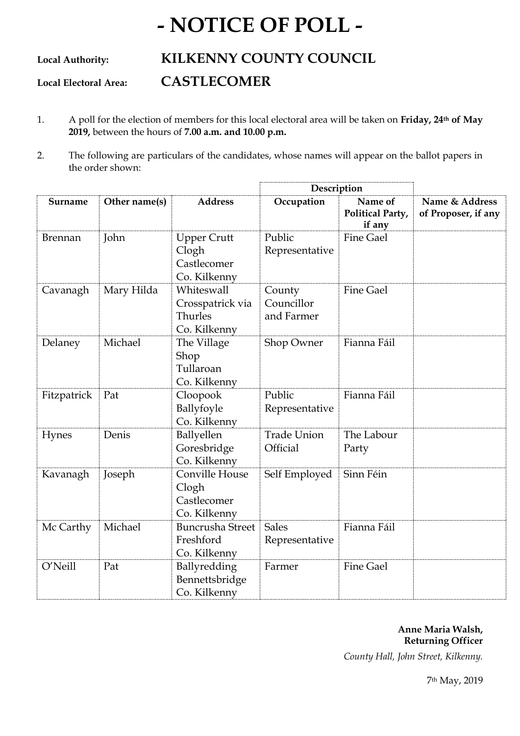# - NOTICE OF POLL -

**Local Authority:** **KILKENNY COUNTY COUNCIL**

**Local Electoral Area:** **CASTLECOMER**

1. A poll for the election of members for this local electoral area will be taken on **Friday, 24th of May 2019,** between the hours of **7.00 a.m. and 10.00 p.m.**

2. The following are particulars of the candidates, whose names will appear on the ballot papers in the order shown:

| | | | Description | | |
|---|---|---|---|---|---|
| **Surname** | **Other name(s)** | **Address** | **Occupation** | **Name of Political Party, if any** | **Name & Address of Proposer, if any** |
| Brennan | John | Upper Crutt Clogh Castlecomer Co. Kilkenny | Public Representative | Fine Gael | |
| Cavanagh | Mary Hilda | Whiteswall Crosspatrick via Thurles Co. Kilkenny | County Councillor and Farmer | Fine Gael | |
| Delaney | Michael | The Village Shop Tullaroan Co. Kilkenny | Shop Owner | Fianna Fáil | |
| Fitzpatrick | Pat | Cloopook Ballyfoyle Co. Kilkenny | Public Representative | Fianna Fáil | |
| Hynes | Denis | Ballyellen Goresbridge Co. Kilkenny | Trade Union Official | The Labour Party | |
| Kavanagh | Joseph | Conville House Clogh Castlecomer Co. Kilkenny | Self Employed | Sinn Féin | |
| Mc Carthy | Michael | Buncrusha Street Freshford Co. Kilkenny | Sales Representative | Fianna Fáil | |
| O'Neill | Pat | Ballyredding Bennettsbridge Co. Kilkenny | Farmer | Fine Gael | |

**Anne Maria Walsh,**
**Returning Officer**

*County Hall, John Street, Kilkenny.*

7th May, 2019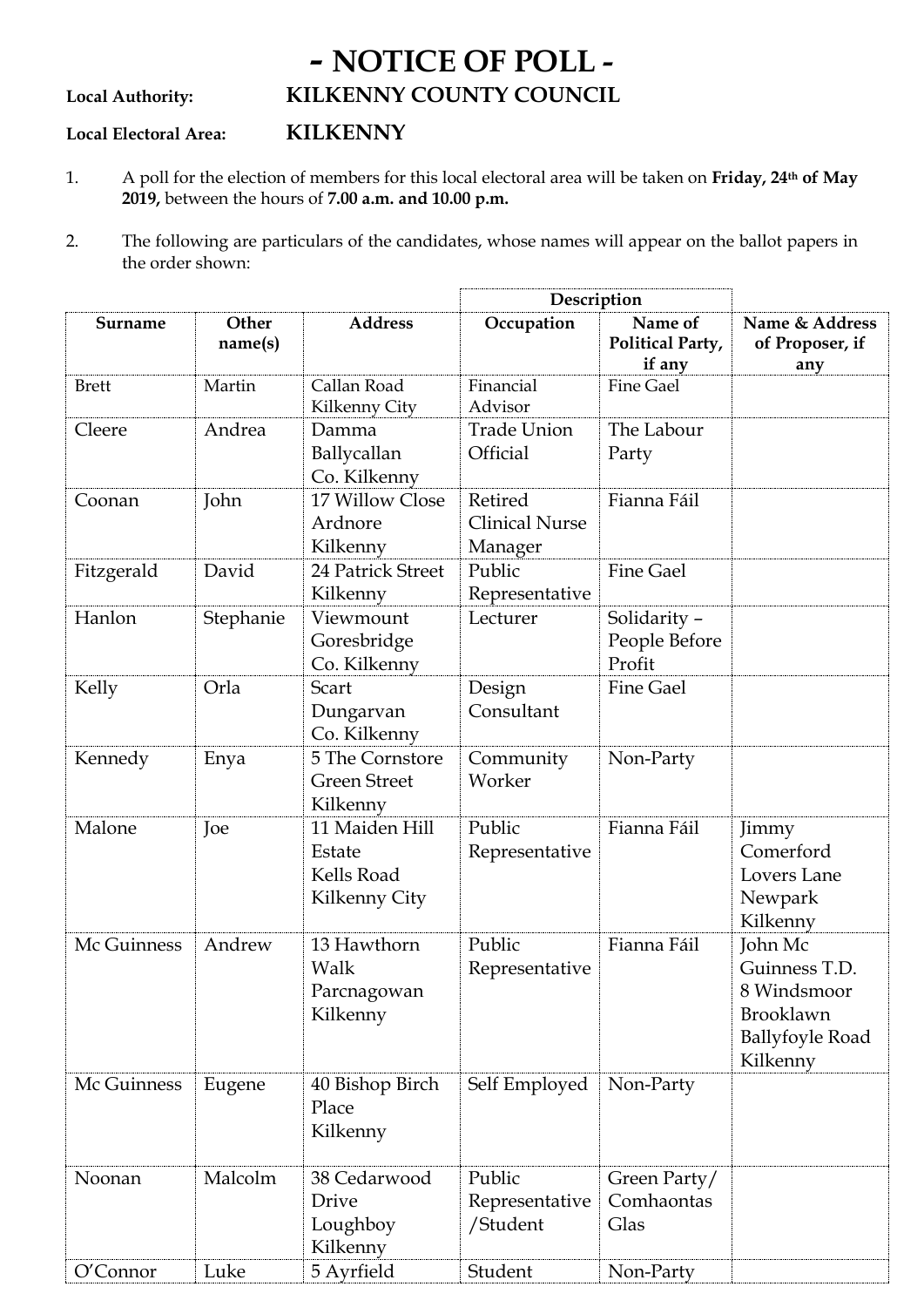# - NOTICE OF POLL -

**Local Authority:** **KILKENNY COUNTY COUNCIL**

**Local Electoral Area:** **KILKENNY**

1. A poll for the election of members for this local electoral area will be taken on **Friday, 24th of May 2019,** between the hours of **7.00 a.m. and 10.00 p.m.**

2. The following are particulars of the candidates, whose names will appear on the ballot papers in the order shown:

| | | | Description | | |
|---|---|---|---|---|---|
| **Surname** | **Other name(s)** | **Address** | **Occupation** | **Name of Political Party, if any** | **Name & Address of Proposer, if any** |
| Brett | Martin | Callan Road Kilkenny City | Financial Advisor | Fine Gael | |
| Cleere | Andrea | Damma Ballycallan Co. Kilkenny | Trade Union Official | The Labour Party | |
| Coonan | John | 17 Willow Close Ardnore Kilkenny | Retired Clinical Nurse Manager | Fianna Fáil | |
| Fitzgerald | David | 24 Patrick Street Kilkenny | Public Representative | Fine Gael | |
| Hanlon | Stephanie | Viewmount Goresbridge Co. Kilkenny | Lecturer | Solidarity – People Before Profit | |
| Kelly | Orla | Scart Dungarvan Co. Kilkenny | Design Consultant | Fine Gael | |
| Kennedy | Enya | 5 The Cornstore Green Street Kilkenny | Community Worker | Non-Party | |
| Malone | Joe | 11 Maiden Hill Estate Kells Road Kilkenny City | Public Representative | Fianna Fáil | Jimmy Comerford Lovers Lane Newpark Kilkenny |
| Mc Guinness | Andrew | 13 Hawthorn Walk Parcnagowan Kilkenny | Public Representative | Fianna Fáil | John Mc Guinness T.D. 8 Windsmoor Brooklawn Ballyfoyle Road Kilkenny |
| Mc Guinness | Eugene | 40 Bishop Birch Place Kilkenny | Self Employed | Non-Party | |
| Noonan | Malcolm | 38 Cedarwood Drive Loughboy Kilkenny | Public Representative /Student | Green Party/ Comhaontas Glas | |
| O'Connor | Luke | 5 Ayrfield | Student | Non-Party | |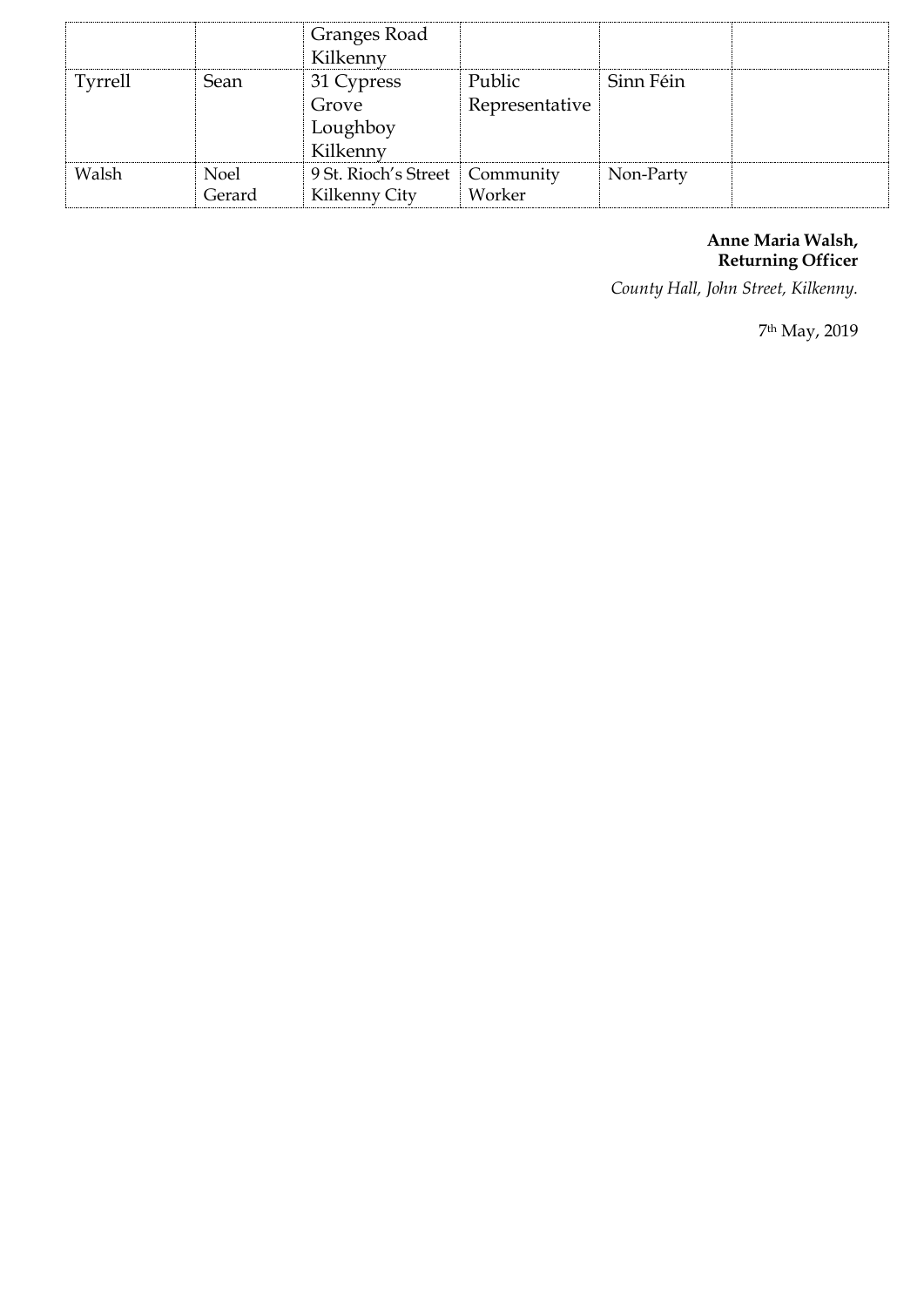| | | | | | |
|---|---|---|---|---|---|
| | | Granges Road Kilkenny | | | |
| Tyrrell | Sean | 31 Cypress Grove Loughboy Kilkenny | Public Representative | Sinn Féin | |
| Walsh | Noel Gerard | 9 St. Rioch's Street Kilkenny City | Community Worker | Non-Party | |

**Anne Maria Walsh,**
**Returning Officer**

*County Hall, John Street, Kilkenny.*

7th May, 2019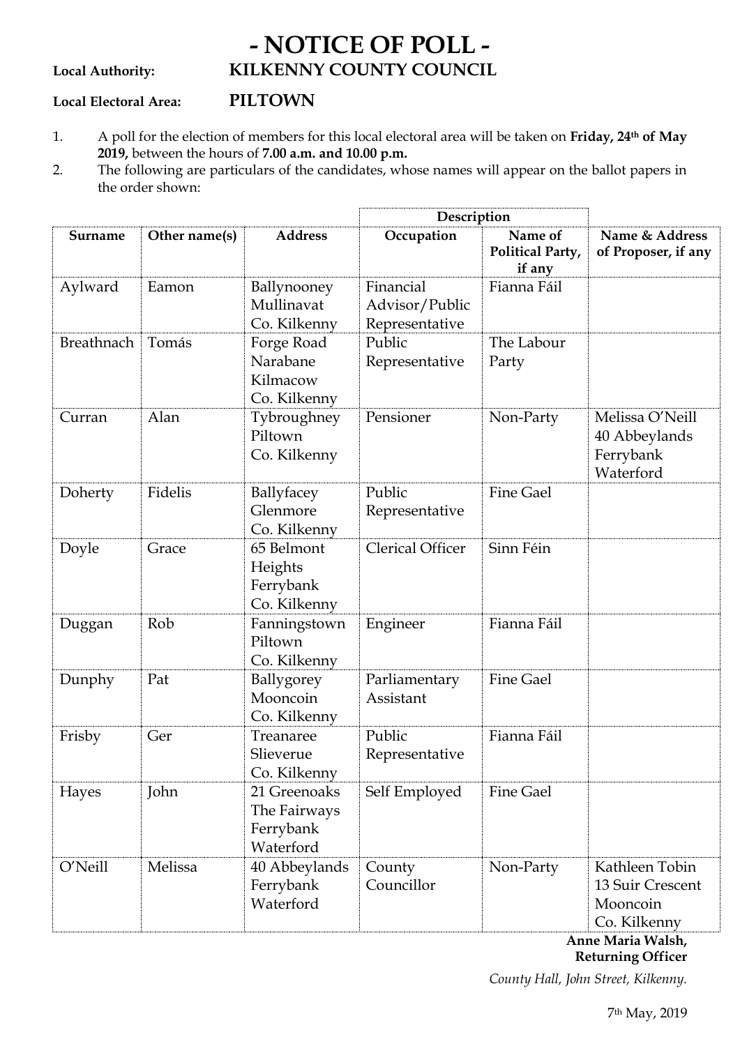# - NOTICE OF POLL -

**Local Authority:** **KILKENNY COUNTY COUNCIL**

**Local Electoral Area:** **PILTOWN**

1. A poll for the election of members for this local electoral area will be taken on **Friday, 24th of May 2019,** between the hours of **7.00 a.m. and 10.00 p.m.**
2. The following are particulars of the candidates, whose names will appear on the ballot papers in the order shown:

| | | | Description | | |
|---|---|---|---|---|---|
| **Surname** | **Other name(s)** | **Address** | **Occupation** | **Name of Political Party, if any** | **Name & Address of Proposer, if any** |
| Aylward | Eamon | Ballynooney Mullinavat Co. Kilkenny | Financial Advisor/Public Representative | Fianna Fáil | |
| Breathnach | Tomás | Forge Road Narabane Kilmacow Co. Kilkenny | Public Representative | The Labour Party | |
| Curran | Alan | Tybroughney Piltown Co. Kilkenny | Pensioner | Non-Party | Melissa O'Neill 40 Abbeylands Ferrybank Waterford |
| Doherty | Fidelis | Ballyfacey Glenmore Co. Kilkenny | Public Representative | Fine Gael | |
| Doyle | Grace | 65 Belmont Heights Ferrybank Co. Kilkenny | Clerical Officer | Sinn Féin | |
| Duggan | Rob | Fanningstown Piltown Co. Kilkenny | Engineer | Fianna Fáil | |
| Dunphy | Pat | Ballygorey Mooncoin Co. Kilkenny | Parliamentary Assistant | Fine Gael | |
| Frisby | Ger | Treanaree Slieverue Co. Kilkenny | Public Representative | Fianna Fáil | |
| Hayes | John | 21 Greenoaks The Fairways Ferrybank Waterford | Self Employed | Fine Gael | |
| O'Neill | Melissa | 40 Abbeylands Ferrybank Waterford | County Councillor | Non-Party | Kathleen Tobin 13 Suir Crescent Mooncoin Co. Kilkenny |

**Anne Maria Walsh,**
**Returning Officer**

*County Hall, John Street, Kilkenny.*

7th May, 2019